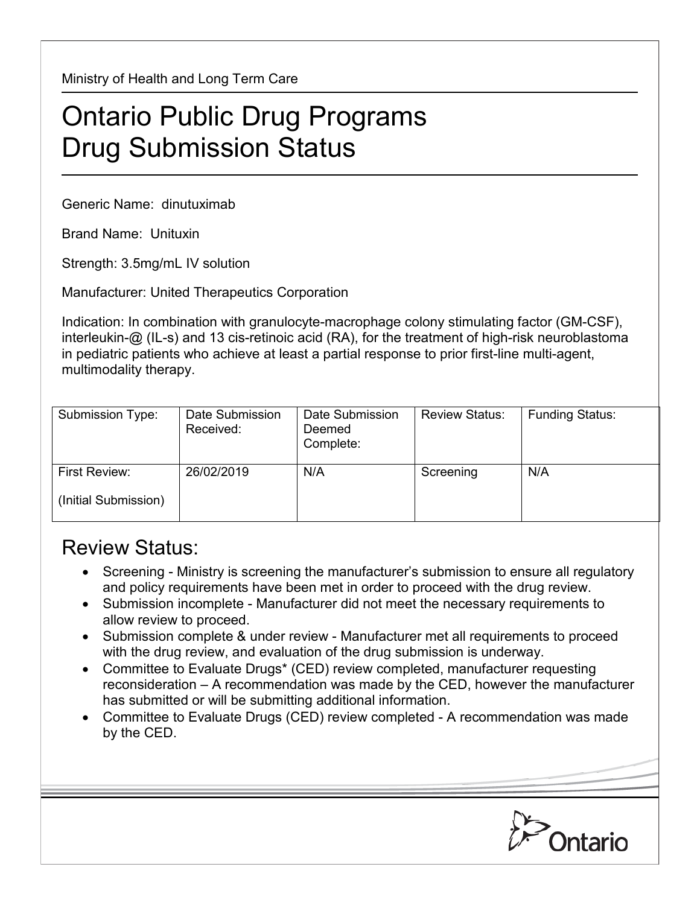Ministry of Health and Long Term Care

# Ontario Public Drug Programs Drug Submission Status

Generic Name: dinutuximab

Brand Name: Unituxin

Strength: 3.5mg/mL IV solution

Manufacturer: United Therapeutics Corporation

Indication: In combination with granulocyte-macrophage colony stimulating factor (GM-CSF), interleukin-@ (IL-s) and 13 cis-retinoic acid (RA), for the treatment of high-risk neuroblastoma in pediatric patients who achieve at least a partial response to prior first-line multi-agent, multimodality therapy.

| Submission Type: | Date Submission Received: | Date Submission Deemed Complete: | Review Status: | Funding Status: |
|---|---|---|---|---|
| First Review: (Initial Submission) | 26/02/2019 | N/A | Screening | N/A |

## Review Status:

- Screening - Ministry is screening the manufacturer's submission to ensure all regulatory and policy requirements have been met in order to proceed with the drug review.
- Submission incomplete - Manufacturer did not meet the necessary requirements to allow review to proceed.
- Submission complete & under review - Manufacturer met all requirements to proceed with the drug review, and evaluation of the drug submission is underway.
- Committee to Evaluate Drugs* (CED) review completed, manufacturer requesting reconsideration – A recommendation was made by the CED, however the manufacturer has submitted or will be submitting additional information.
- Committee to Evaluate Drugs (CED) review completed - A recommendation was made by the CED.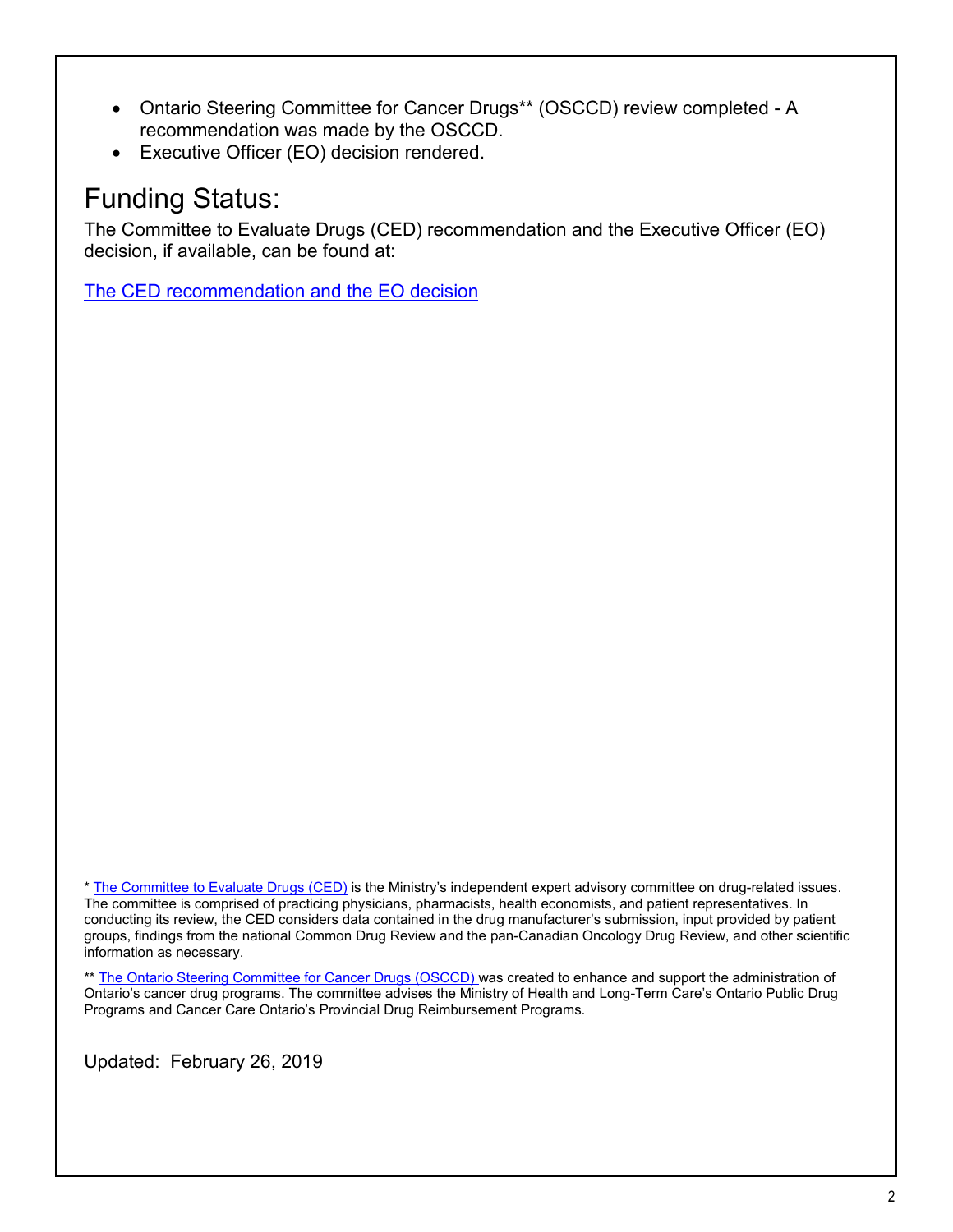- Ontario Steering Committee for Cancer Drugs** (OSCCD) review completed - A recommendation was made by the OSCCD.
- Executive Officer (EO) decision rendered.

# Funding Status:

The Committee to Evaluate Drugs (CED) recommendation and the Executive Officer (EO) decision, if available, can be found at:

The CED recommendation and the EO decision

* The Committee to Evaluate Drugs (CED) is the Ministry's independent expert advisory committee on drug-related issues. The committee is comprised of practicing physicians, pharmacists, health economists, and patient representatives. In conducting its review, the CED considers data contained in the drug manufacturer's submission, input provided by patient groups, findings from the national Common Drug Review and the pan-Canadian Oncology Drug Review, and other scientific information as necessary.

** The Ontario Steering Committee for Cancer Drugs (OSCCD) was created to enhance and support the administration of Ontario's cancer drug programs. The committee advises the Ministry of Health and Long-Term Care's Ontario Public Drug Programs and Cancer Care Ontario's Provincial Drug Reimbursement Programs.

Updated: February 26, 2019